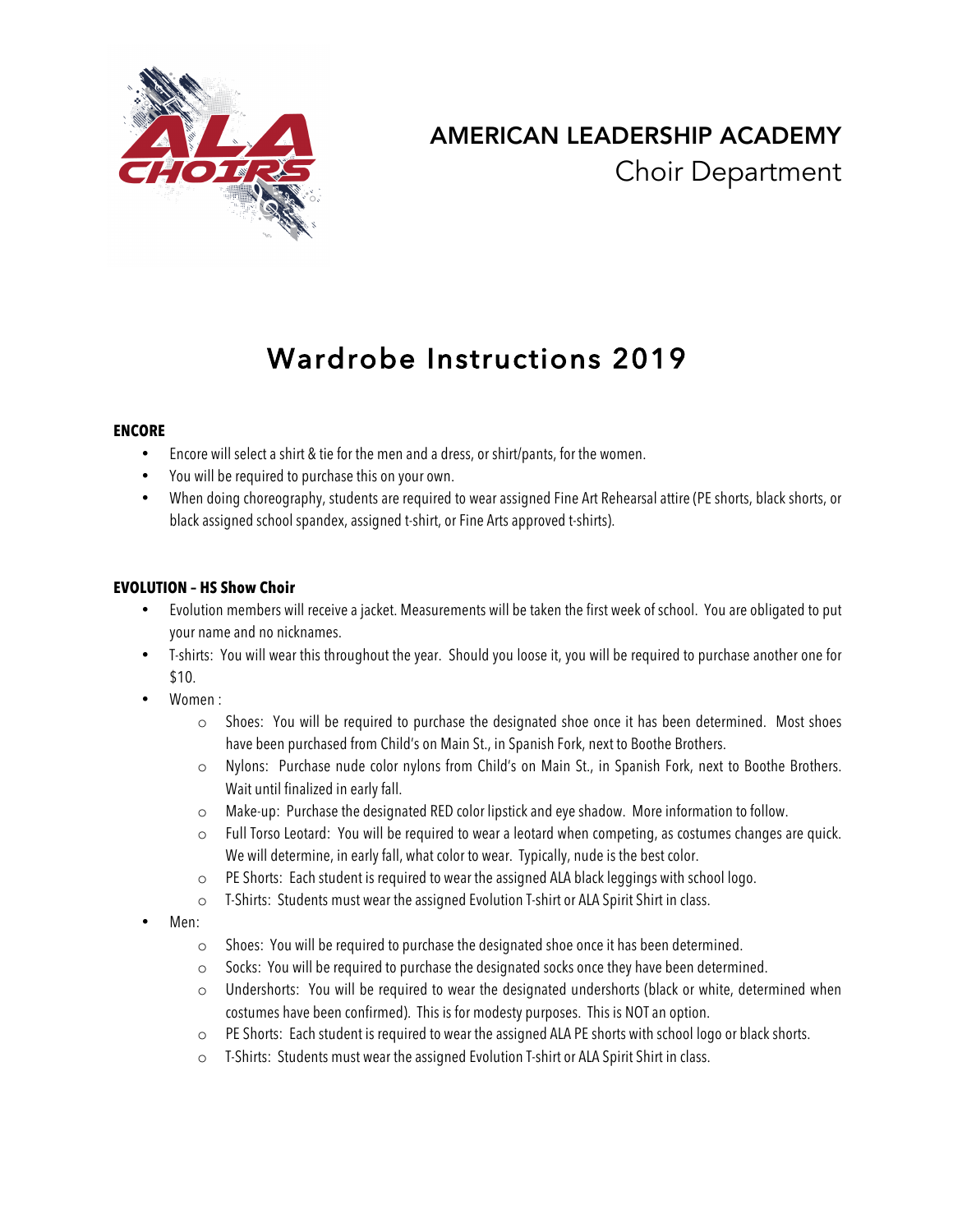# AMERICAN LEADERSHIP ACADEMY
## Choir Department

# Wardrobe Instructions 2019

**ENCORE**

- Encore will select a shirt & tie for the men and a dress, or shirt/pants, for the women.
- You will be required to purchase this on your own.
- When doing choreography, students are required to wear assigned Fine Art Rehearsal attire (PE shorts, black shorts, or black assigned school spandex, assigned t-shirt, or Fine Arts approved t-shirts).

**EVOLUTION – HS Show Choir**

- Evolution members will receive a jacket. Measurements will be taken the first week of school. You are obligated to put your name and no nicknames.
- T-shirts: You will wear this throughout the year. Should you loose it, you will be required to purchase another one for $10.
- Women :
  - Shoes: You will be required to purchase the designated shoe once it has been determined. Most shoes have been purchased from Child's on Main St., in Spanish Fork, next to Boothe Brothers.
  - Nylons: Purchase nude color nylons from Child's on Main St., in Spanish Fork, next to Boothe Brothers. Wait until finalized in early fall.
  - Make-up: Purchase the designated RED color lipstick and eye shadow. More information to follow.
  - Full Torso Leotard: You will be required to wear a leotard when competing, as costumes changes are quick. We will determine, in early fall, what color to wear. Typically, nude is the best color.
  - PE Shorts: Each student is required to wear the assigned ALA black leggings with school logo.
  - T-Shirts: Students must wear the assigned Evolution T-shirt or ALA Spirit Shirt in class.
- Men:
  - Shoes: You will be required to purchase the designated shoe once it has been determined.
  - Socks: You will be required to purchase the designated socks once they have been determined.
  - Undershorts: You will be required to wear the designated undershorts (black or white, determined when costumes have been confirmed). This is for modesty purposes. This is NOT an option.
  - PE Shorts: Each student is required to wear the assigned ALA PE shorts with school logo or black shorts.
  - T-Shirts: Students must wear the assigned Evolution T-shirt or ALA Spirit Shirt in class.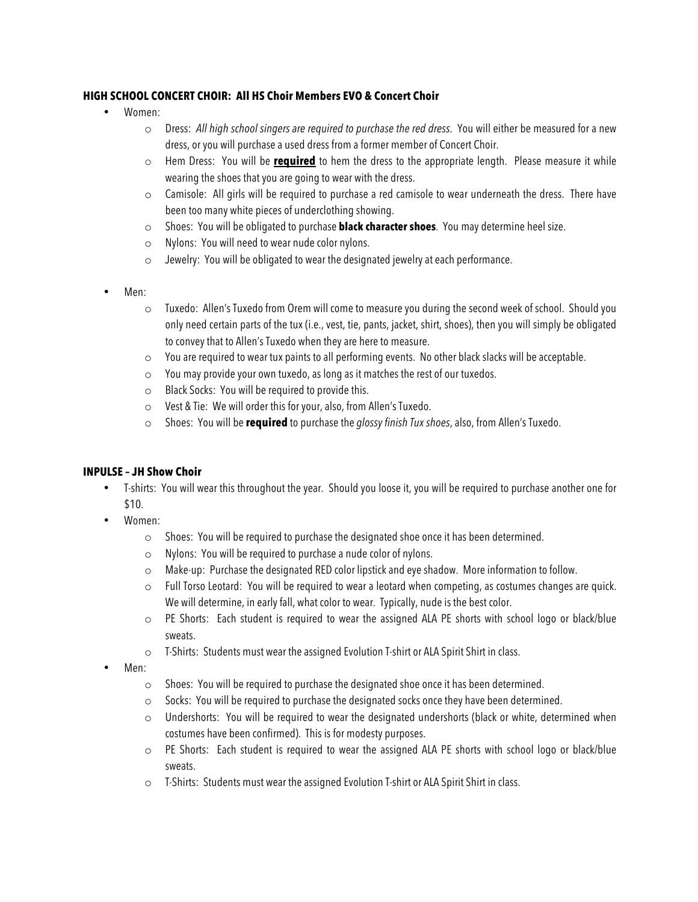**HIGH SCHOOL CONCERT CHOIR: All HS Choir Members EVO & Concert Choir**

- Women:
  - Dress: *All high school singers are required to purchase the red dress*. You will either be measured for a new dress, or you will purchase a used dress from a former member of Concert Choir.
  - Hem Dress: You will be **required** to hem the dress to the appropriate length. Please measure it while wearing the shoes that you are going to wear with the dress.
  - Camisole: All girls will be required to purchase a red camisole to wear underneath the dress. There have been too many white pieces of underclothing showing.
  - Shoes: You will be obligated to purchase **black character shoes**. You may determine heel size.
  - Nylons: You will need to wear nude color nylons.
  - Jewelry: You will be obligated to wear the designated jewelry at each performance.

- Men:
  - Tuxedo: Allen's Tuxedo from Orem will come to measure you during the second week of school. Should you only need certain parts of the tux (i.e., vest, tie, pants, jacket, shirt, shoes), then you will simply be obligated to convey that to Allen's Tuxedo when they are here to measure.
  - You are required to wear tux paints to all performing events. No other black slacks will be acceptable.
  - You may provide your own tuxedo, as long as it matches the rest of our tuxedos.
  - Black Socks: You will be required to provide this.
  - Vest & Tie: We will order this for your, also, from Allen's Tuxedo.
  - Shoes: You will be **required** to purchase the *glossy finish Tux shoes*, also, from Allen's Tuxedo.

**INPULSE – JH Show Choir**

- T-shirts: You will wear this throughout the year. Should you loose it, you will be required to purchase another one for $10.
- Women:
  - Shoes: You will be required to purchase the designated shoe once it has been determined.
  - Nylons: You will be required to purchase a nude color of nylons.
  - Make-up: Purchase the designated RED color lipstick and eye shadow. More information to follow.
  - Full Torso Leotard: You will be required to wear a leotard when competing, as costumes changes are quick. We will determine, in early fall, what color to wear. Typically, nude is the best color.
  - PE Shorts: Each student is required to wear the assigned ALA PE shorts with school logo or black/blue sweats.
  - T-Shirts: Students must wear the assigned Evolution T-shirt or ALA Spirit Shirt in class.
- Men:
  - Shoes: You will be required to purchase the designated shoe once it has been determined.
  - Socks: You will be required to purchase the designated socks once they have been determined.
  - Undershorts: You will be required to wear the designated undershorts (black or white, determined when costumes have been confirmed). This is for modesty purposes.
  - PE Shorts: Each student is required to wear the assigned ALA PE shorts with school logo or black/blue sweats.
  - T-Shirts: Students must wear the assigned Evolution T-shirt or ALA Spirit Shirt in class.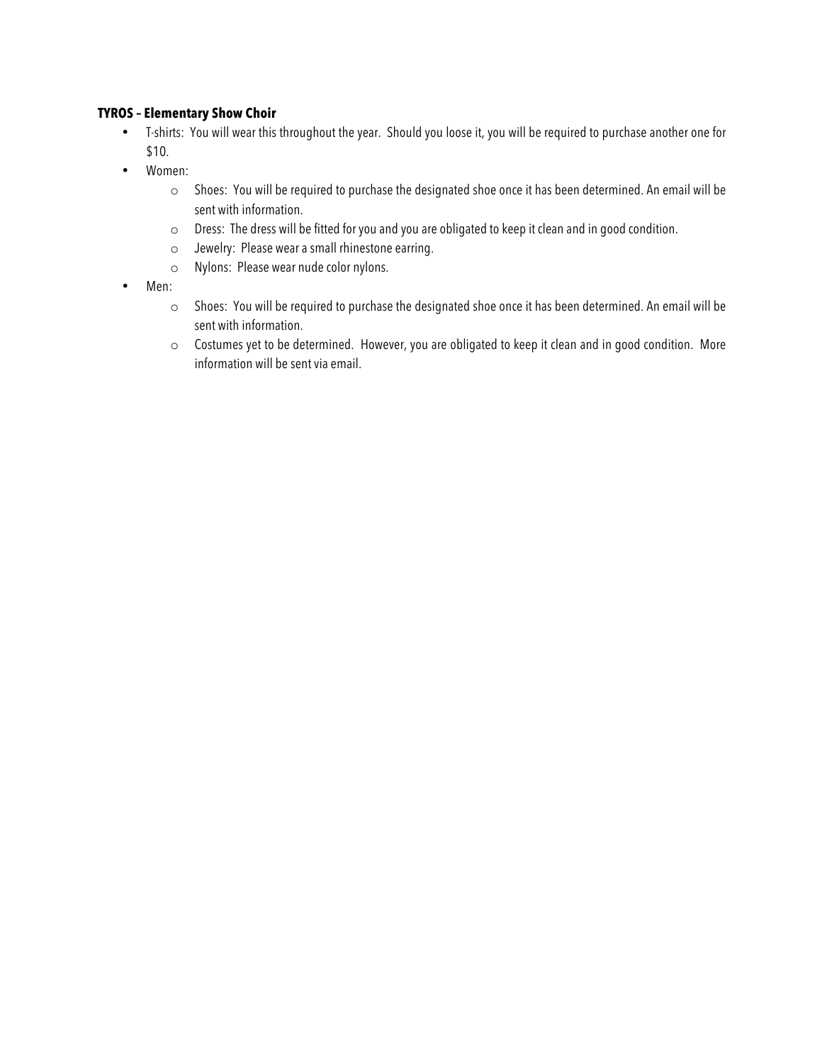**TYROS – Elementary Show Choir**

- T-shirts: You will wear this throughout the year. Should you loose it, you will be required to purchase another one for $10.
- Women:
  - Shoes: You will be required to purchase the designated shoe once it has been determined. An email will be sent with information.
  - Dress: The dress will be fitted for you and you are obligated to keep it clean and in good condition.
  - Jewelry: Please wear a small rhinestone earring.
  - Nylons: Please wear nude color nylons.
- Men:
  - Shoes: You will be required to purchase the designated shoe once it has been determined. An email will be sent with information.
  - Costumes yet to be determined. However, you are obligated to keep it clean and in good condition. More information will be sent via email.